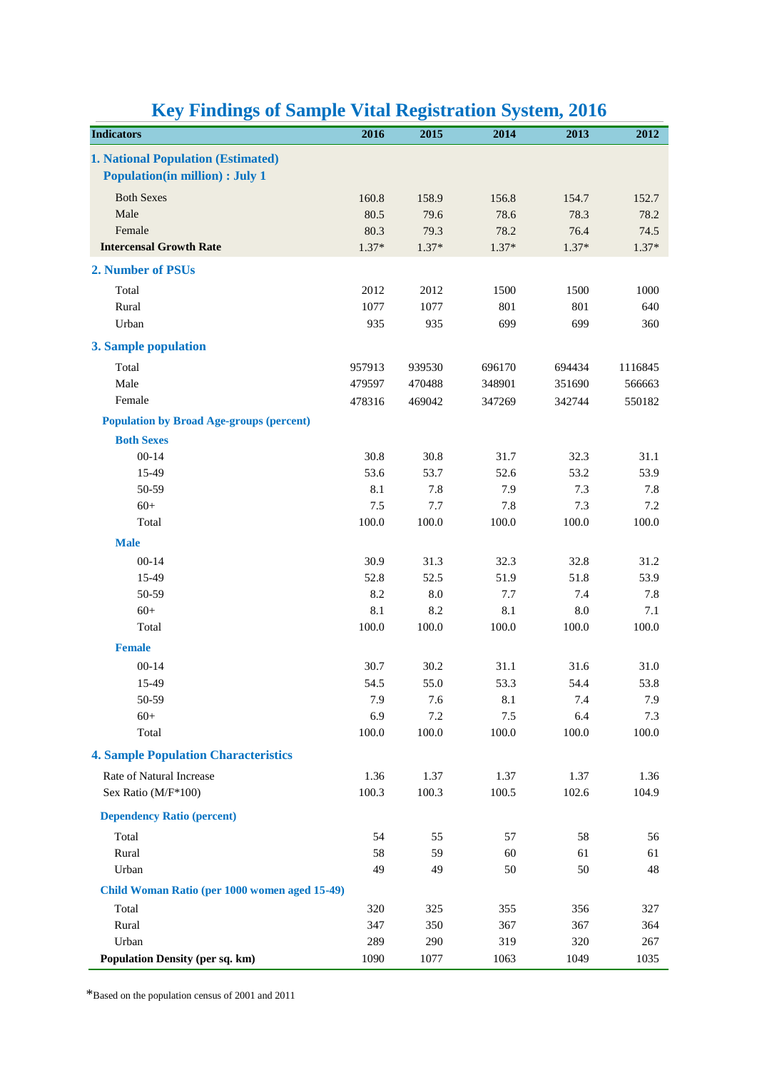# Key Findings of Sample Vital Registration System, 2016

| Indicators | 2016 | 2015 | 2014 | 2013 | 2012 |
|---|---|---|---|---|---|
| **1. National Population (Estimated)** | | | | | |
| **Population(in million) : July 1** | | | | | |
| Both Sexes | 160.8 | 158.9 | 156.8 | 154.7 | 152.7 |
| Male | 80.5 | 79.6 | 78.6 | 78.3 | 78.2 |
| Female | 80.3 | 79.3 | 78.2 | 76.4 | 74.5 |
| **Intercensal Growth Rate** | 1.37* | 1.37* | 1.37* | 1.37* | 1.37* |
| **2. Number of PSUs** | | | | | |
| Total | 2012 | 2012 | 1500 | 1500 | 1000 |
| Rural | 1077 | 1077 | 801 | 801 | 640 |
| Urban | 935 | 935 | 699 | 699 | 360 |
| **3. Sample population** | | | | | |
| Total | 957913 | 939530 | 696170 | 694434 | 1116845 |
| Male | 479597 | 470488 | 348901 | 351690 | 566663 |
| Female | 478316 | 469042 | 347269 | 342744 | 550182 |
| **Population by Broad Age-groups (percent)** | | | | | |
| **Both Sexes** | | | | | |
| 00-14 | 30.8 | 30.8 | 31.7 | 32.3 | 31.1 |
| 15-49 | 53.6 | 53.7 | 52.6 | 53.2 | 53.9 |
| 50-59 | 8.1 | 7.8 | 7.9 | 7.3 | 7.8 |
| 60+ | 7.5 | 7.7 | 7.8 | 7.3 | 7.2 |
| Total | 100.0 | 100.0 | 100.0 | 100.0 | 100.0 |
| **Male** | | | | | |
| 00-14 | 30.9 | 31.3 | 32.3 | 32.8 | 31.2 |
| 15-49 | 52.8 | 52.5 | 51.9 | 51.8 | 53.9 |
| 50-59 | 8.2 | 8.0 | 7.7 | 7.4 | 7.8 |
| 60+ | 8.1 | 8.2 | 8.1 | 8.0 | 7.1 |
| Total | 100.0 | 100.0 | 100.0 | 100.0 | 100.0 |
| **Female** | | | | | |
| 00-14 | 30.7 | 30.2 | 31.1 | 31.6 | 31.0 |
| 15-49 | 54.5 | 55.0 | 53.3 | 54.4 | 53.8 |
| 50-59 | 7.9 | 7.6 | 8.1 | 7.4 | 7.9 |
| 60+ | 6.9 | 7.2 | 7.5 | 6.4 | 7.3 |
| Total | 100.0 | 100.0 | 100.0 | 100.0 | 100.0 |
| **4. Sample Population Characteristics** | | | | | |
| Rate of Natural Increase | 1.36 | 1.37 | 1.37 | 1.37 | 1.36 |
| Sex Ratio (M/F*100) | 100.3 | 100.3 | 100.5 | 102.6 | 104.9 |
| **Dependency Ratio (percent)** | | | | | |
| Total | 54 | 55 | 57 | 58 | 56 |
| Rural | 58 | 59 | 60 | 61 | 61 |
| Urban | 49 | 49 | 50 | 50 | 48 |
| **Child Woman Ratio (per 1000 women aged 15-49)** | | | | | |
| Total | 320 | 325 | 355 | 356 | 327 |
| Rural | 347 | 350 | 367 | 367 | 364 |
| Urban | 289 | 290 | 319 | 320 | 267 |
| **Population Density (per sq. km)** | 1090 | 1077 | 1063 | 1049 | 1035 |

*Based on the population census of 2001 and 2011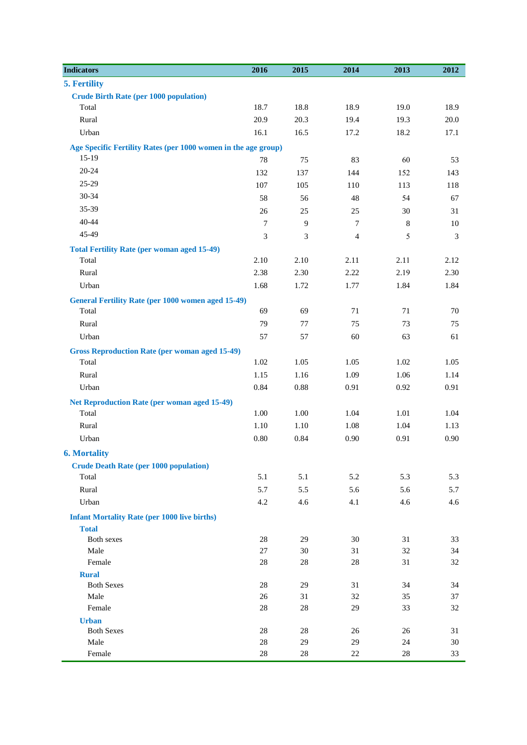| Indicators | 2016 | 2015 | 2014 | 2013 | 2012 |
|---|---|---|---|---|---|
| **5. Fertility** | | | | | |
| **Crude Birth Rate (per 1000 population)** | | | | | |
| Total | 18.7 | 18.8 | 18.9 | 19.0 | 18.9 |
| Rural | 20.9 | 20.3 | 19.4 | 19.3 | 20.0 |
| Urban | 16.1 | 16.5 | 17.2 | 18.2 | 17.1 |
| **Age Specific Fertility Rates (per 1000 women in the age group)** | | | | | |
| 15-19 | 78 | 75 | 83 | 60 | 53 |
| 20-24 | 132 | 137 | 144 | 152 | 143 |
| 25-29 | 107 | 105 | 110 | 113 | 118 |
| 30-34 | 58 | 56 | 48 | 54 | 67 |
| 35-39 | 26 | 25 | 25 | 30 | 31 |
| 40-44 | 7 | 9 | 7 | 8 | 10 |
| 45-49 | 3 | 3 | 4 | 5 | 3 |
| **Total Fertility Rate (per woman aged 15-49)** | | | | | |
| Total | 2.10 | 2.10 | 2.11 | 2.11 | 2.12 |
| Rural | 2.38 | 2.30 | 2.22 | 2.19 | 2.30 |
| Urban | 1.68 | 1.72 | 1.77 | 1.84 | 1.84 |
| **General Fertility Rate (per 1000 women aged 15-49)** | | | | | |
| Total | 69 | 69 | 71 | 71 | 70 |
| Rural | 79 | 77 | 75 | 73 | 75 |
| Urban | 57 | 57 | 60 | 63 | 61 |
| **Gross Reproduction Rate (per woman aged 15-49)** | | | | | |
| Total | 1.02 | 1.05 | 1.05 | 1.02 | 1.05 |
| Rural | 1.15 | 1.16 | 1.09 | 1.06 | 1.14 |
| Urban | 0.84 | 0.88 | 0.91 | 0.92 | 0.91 |
| **Net Reproduction Rate (per woman aged 15-49)** | | | | | |
| Total | 1.00 | 1.00 | 1.04 | 1.01 | 1.04 |
| Rural | 1.10 | 1.10 | 1.08 | 1.04 | 1.13 |
| Urban | 0.80 | 0.84 | 0.90 | 0.91 | 0.90 |
| **6. Mortality** | | | | | |
| **Crude Death Rate (per 1000 population)** | | | | | |
| Total | 5.1 | 5.1 | 5.2 | 5.3 | 5.3 |
| Rural | 5.7 | 5.5 | 5.6 | 5.6 | 5.7 |
| Urban | 4.2 | 4.6 | 4.1 | 4.6 | 4.6 |
| **Infant Mortality Rate (per 1000 live births)** | | | | | |
| **Total** | | | | | |
| Both sexes | 28 | 29 | 30 | 31 | 33 |
| Male | 27 | 30 | 31 | 32 | 34 |
| Female | 28 | 28 | 28 | 31 | 32 |
| **Rural** | | | | | |
| Both Sexes | 28 | 29 | 31 | 34 | 34 |
| Male | 26 | 31 | 32 | 35 | 37 |
| Female | 28 | 28 | 29 | 33 | 32 |
| **Urban** | | | | | |
| Both Sexes | 28 | 28 | 26 | 26 | 31 |
| Male | 28 | 29 | 29 | 24 | 30 |
| Female | 28 | 28 | 22 | 28 | 33 |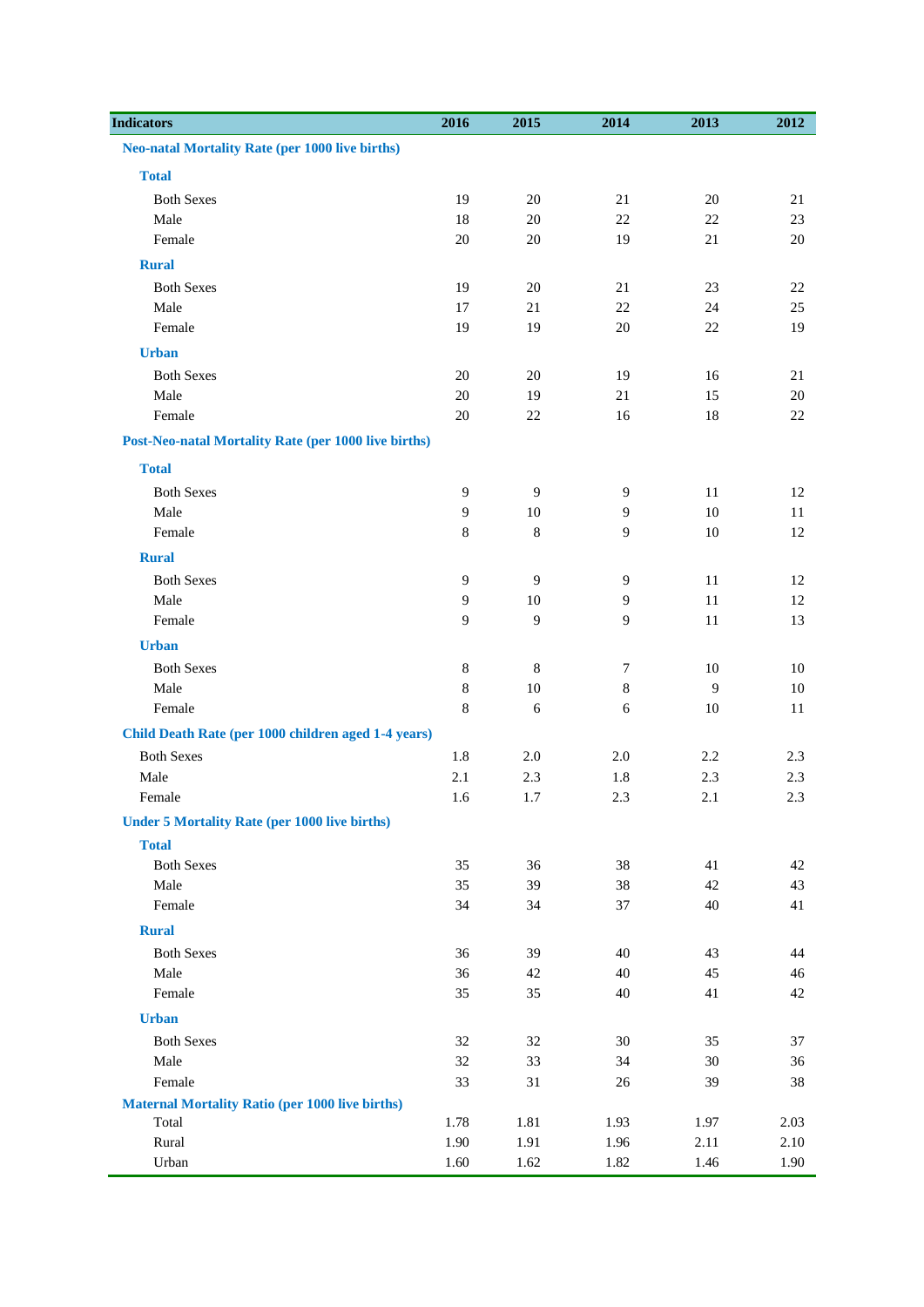| Indicators | 2016 | 2015 | 2014 | 2013 | 2012 |
|---|---|---|---|---|---|
| **Neo-natal Mortality Rate (per 1000 live births)** | | | | | |
| **Total** | | | | | |
| Both Sexes | 19 | 20 | 21 | 20 | 21 |
| Male | 18 | 20 | 22 | 22 | 23 |
| Female | 20 | 20 | 19 | 21 | 20 |
| **Rural** | | | | | |
| Both Sexes | 19 | 20 | 21 | 23 | 22 |
| Male | 17 | 21 | 22 | 24 | 25 |
| Female | 19 | 19 | 20 | 22 | 19 |
| **Urban** | | | | | |
| Both Sexes | 20 | 20 | 19 | 16 | 21 |
| Male | 20 | 19 | 21 | 15 | 20 |
| Female | 20 | 22 | 16 | 18 | 22 |
| **Post-Neo-natal Mortality Rate (per 1000 live births)** | | | | | |
| **Total** | | | | | |
| Both Sexes | 9 | 9 | 9 | 11 | 12 |
| Male | 9 | 10 | 9 | 10 | 11 |
| Female | 8 | 8 | 9 | 10 | 12 |
| **Rural** | | | | | |
| Both Sexes | 9 | 9 | 9 | 11 | 12 |
| Male | 9 | 10 | 9 | 11 | 12 |
| Female | 9 | 9 | 9 | 11 | 13 |
| **Urban** | | | | | |
| Both Sexes | 8 | 8 | 7 | 10 | 10 |
| Male | 8 | 10 | 8 | 9 | 10 |
| Female | 8 | 6 | 6 | 10 | 11 |
| **Child Death Rate (per 1000 children aged 1-4 years)** | | | | | |
| Both Sexes | 1.8 | 2.0 | 2.0 | 2.2 | 2.3 |
| Male | 2.1 | 2.3 | 1.8 | 2.3 | 2.3 |
| Female | 1.6 | 1.7 | 2.3 | 2.1 | 2.3 |
| **Under 5 Mortality Rate (per 1000 live births)** | | | | | |
| **Total** | | | | | |
| Both Sexes | 35 | 36 | 38 | 41 | 42 |
| Male | 35 | 39 | 38 | 42 | 43 |
| Female | 34 | 34 | 37 | 40 | 41 |
| **Rural** | | | | | |
| Both Sexes | 36 | 39 | 40 | 43 | 44 |
| Male | 36 | 42 | 40 | 45 | 46 |
| Female | 35 | 35 | 40 | 41 | 42 |
| **Urban** | | | | | |
| Both Sexes | 32 | 32 | 30 | 35 | 37 |
| Male | 32 | 33 | 34 | 30 | 36 |
| Female | 33 | 31 | 26 | 39 | 38 |
| **Maternal Mortality Ratio (per 1000 live births)** | | | | | |
| Total | 1.78 | 1.81 | 1.93 | 1.97 | 2.03 |
| Rural | 1.90 | 1.91 | 1.96 | 2.11 | 2.10 |
| Urban | 1.60 | 1.62 | 1.82 | 1.46 | 1.90 |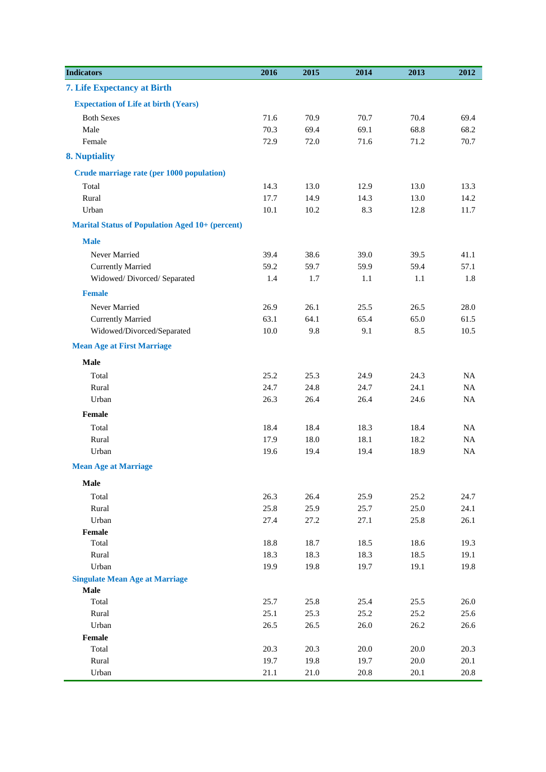| Indicators | 2016 | 2015 | 2014 | 2013 | 2012 |
|---|---|---|---|---|---|
| **7. Life Expectancy at Birth** | | | | | |
| **Expectation of Life at birth (Years)** | | | | | |
| Both Sexes | 71.6 | 70.9 | 70.7 | 70.4 | 69.4 |
| Male | 70.3 | 69.4 | 69.1 | 68.8 | 68.2 |
| Female | 72.9 | 72.0 | 71.6 | 71.2 | 70.7 |
| **8. Nuptiality** | | | | | |
| **Crude marriage rate (per 1000 population)** | | | | | |
| Total | 14.3 | 13.0 | 12.9 | 13.0 | 13.3 |
| Rural | 17.7 | 14.9 | 14.3 | 13.0 | 14.2 |
| Urban | 10.1 | 10.2 | 8.3 | 12.8 | 11.7 |
| **Marital Status of Population Aged 10+ (percent)** | | | | | |
| **Male** | | | | | |
| Never Married | 39.4 | 38.6 | 39.0 | 39.5 | 41.1 |
| Currently Married | 59.2 | 59.7 | 59.9 | 59.4 | 57.1 |
| Widowed/ Divorced/ Separated | 1.4 | 1.7 | 1.1 | 1.1 | 1.8 |
| **Female** | | | | | |
| Never Married | 26.9 | 26.1 | 25.5 | 26.5 | 28.0 |
| Currently Married | 63.1 | 64.1 | 65.4 | 65.0 | 61.5 |
| Widowed/Divorced/Separated | 10.0 | 9.8 | 9.1 | 8.5 | 10.5 |
| **Mean Age at First Marriage** | | | | | |
| **Male** | | | | | |
| Total | 25.2 | 25.3 | 24.9 | 24.3 | NA |
| Rural | 24.7 | 24.8 | 24.7 | 24.1 | NA |
| Urban | 26.3 | 26.4 | 26.4 | 24.6 | NA |
| **Female** | | | | | |
| Total | 18.4 | 18.4 | 18.3 | 18.4 | NA |
| Rural | 17.9 | 18.0 | 18.1 | 18.2 | NA |
| Urban | 19.6 | 19.4 | 19.4 | 18.9 | NA |
| **Mean Age at Marriage** | | | | | |
| **Male** | | | | | |
| Total | 26.3 | 26.4 | 25.9 | 25.2 | 24.7 |
| Rural | 25.8 | 25.9 | 25.7 | 25.0 | 24.1 |
| Urban | 27.4 | 27.2 | 27.1 | 25.8 | 26.1 |
| **Female** | | | | | |
| Total | 18.8 | 18.7 | 18.5 | 18.6 | 19.3 |
| Rural | 18.3 | 18.3 | 18.3 | 18.5 | 19.1 |
| Urban | 19.9 | 19.8 | 19.7 | 19.1 | 19.8 |
| **Singulate Mean Age at Marriage** | | | | | |
| **Male** | | | | | |
| Total | 25.7 | 25.8 | 25.4 | 25.5 | 26.0 |
| Rural | 25.1 | 25.3 | 25.2 | 25.2 | 25.6 |
| Urban | 26.5 | 26.5 | 26.0 | 26.2 | 26.6 |
| **Female** | | | | | |
| Total | 20.3 | 20.3 | 20.0 | 20.0 | 20.3 |
| Rural | 19.7 | 19.8 | 19.7 | 20.0 | 20.1 |
| Urban | 21.1 | 21.0 | 20.8 | 20.1 | 20.8 |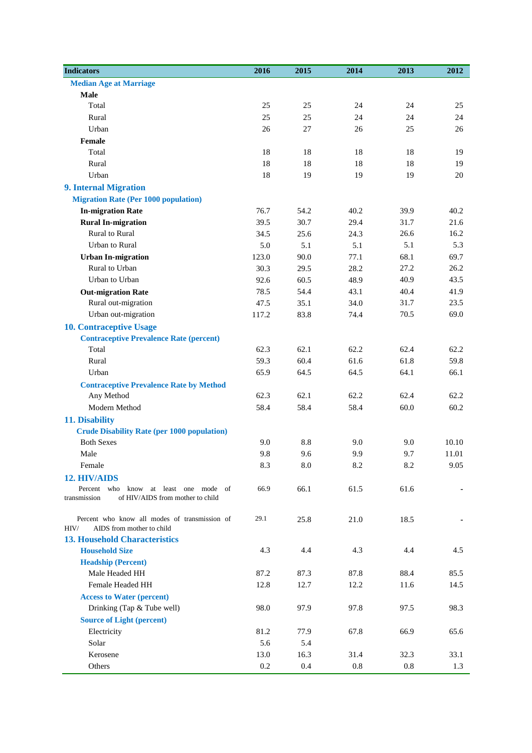| Indicators | 2016 | 2015 | 2014 | 2013 | 2012 |
|---|---|---|---|---|---|
| **Median Age at Marriage** | | | | | |
| **Male** | | | | | |
| Total | 25 | 25 | 24 | 24 | 25 |
| Rural | 25 | 25 | 24 | 24 | 24 |
| Urban | 26 | 27 | 26 | 25 | 26 |
| **Female** | | | | | |
| Total | 18 | 18 | 18 | 18 | 19 |
| Rural | 18 | 18 | 18 | 18 | 19 |
| Urban | 18 | 19 | 19 | 19 | 20 |
| **9. Internal Migration** | | | | | |
| **Migration Rate (Per 1000 population)** | | | | | |
| **In-migration Rate** | 76.7 | 54.2 | 40.2 | 39.9 | 40.2 |
| **Rural In-migration** | 39.5 | 30.7 | 29.4 | 31.7 | 21.6 |
| Rural to Rural | 34.5 | 25.6 | 24.3 | 26.6 | 16.2 |
| Urban to Rural | 5.0 | 5.1 | 5.1 | 5.1 | 5.3 |
| **Urban In-migration** | 123.0 | 90.0 | 77.1 | 68.1 | 69.7 |
| Rural to Urban | 30.3 | 29.5 | 28.2 | 27.2 | 26.2 |
| Urban to Urban | 92.6 | 60.5 | 48.9 | 40.9 | 43.5 |
| **Out-migration Rate** | 78.5 | 54.4 | 43.1 | 40.4 | 41.9 |
| Rural out-migration | 47.5 | 35.1 | 34.0 | 31.7 | 23.5 |
| Urban out-migration | 117.2 | 83.8 | 74.4 | 70.5 | 69.0 |
| **10. Contraceptive Usage** | | | | | |
| **Contraceptive Prevalence Rate (percent)** | | | | | |
| Total | 62.3 | 62.1 | 62.2 | 62.4 | 62.2 |
| Rural | 59.3 | 60.4 | 61.6 | 61.8 | 59.8 |
| Urban | 65.9 | 64.5 | 64.5 | 64.1 | 66.1 |
| **Contraceptive Prevalence Rate by Method** | | | | | |
| Any Method | 62.3 | 62.1 | 62.2 | 62.4 | 62.2 |
| Modern Method | 58.4 | 58.4 | 58.4 | 60.0 | 60.2 |
| **11. Disability** | | | | | |
| **Crude Disability Rate (per 1000 population)** | | | | | |
| Both Sexes | 9.0 | 8.8 | 9.0 | 9.0 | 10.10 |
| Male | 9.8 | 9.6 | 9.9 | 9.7 | 11.01 |
| Female | 8.3 | 8.0 | 8.2 | 8.2 | 9.05 |
| **12. HIV/AIDS** | | | | | |
| Percent who know at least one mode of transmission of HIV/AIDS from mother to child | 66.9 | 66.1 | 61.5 | 61.6 | - |
| Percent who know all modes of transmission of HIV/ AIDS from mother to child | 29.1 | 25.8 | 21.0 | 18.5 | - |
| **13. Household Characteristics** | | | | | |
| **Household Size** | 4.3 | 4.4 | 4.3 | 4.4 | 4.5 |
| **Headship (Percent)** | | | | | |
| Male Headed HH | 87.2 | 87.3 | 87.8 | 88.4 | 85.5 |
| Female Headed HH | 12.8 | 12.7 | 12.2 | 11.6 | 14.5 |
| **Access to Water (percent)** | | | | | |
| Drinking (Tap & Tube well) | 98.0 | 97.9 | 97.8 | 97.5 | 98.3 |
| **Source of Light (percent)** | | | | | |
| Electricity | 81.2 | 77.9 | 67.8 | 66.9 | 65.6 |
| Solar | 5.6 | 5.4 | | | |
| Kerosene | 13.0 | 16.3 | 31.4 | 32.3 | 33.1 |
| Others | 0.2 | 0.4 | 0.8 | 0.8 | 1.3 |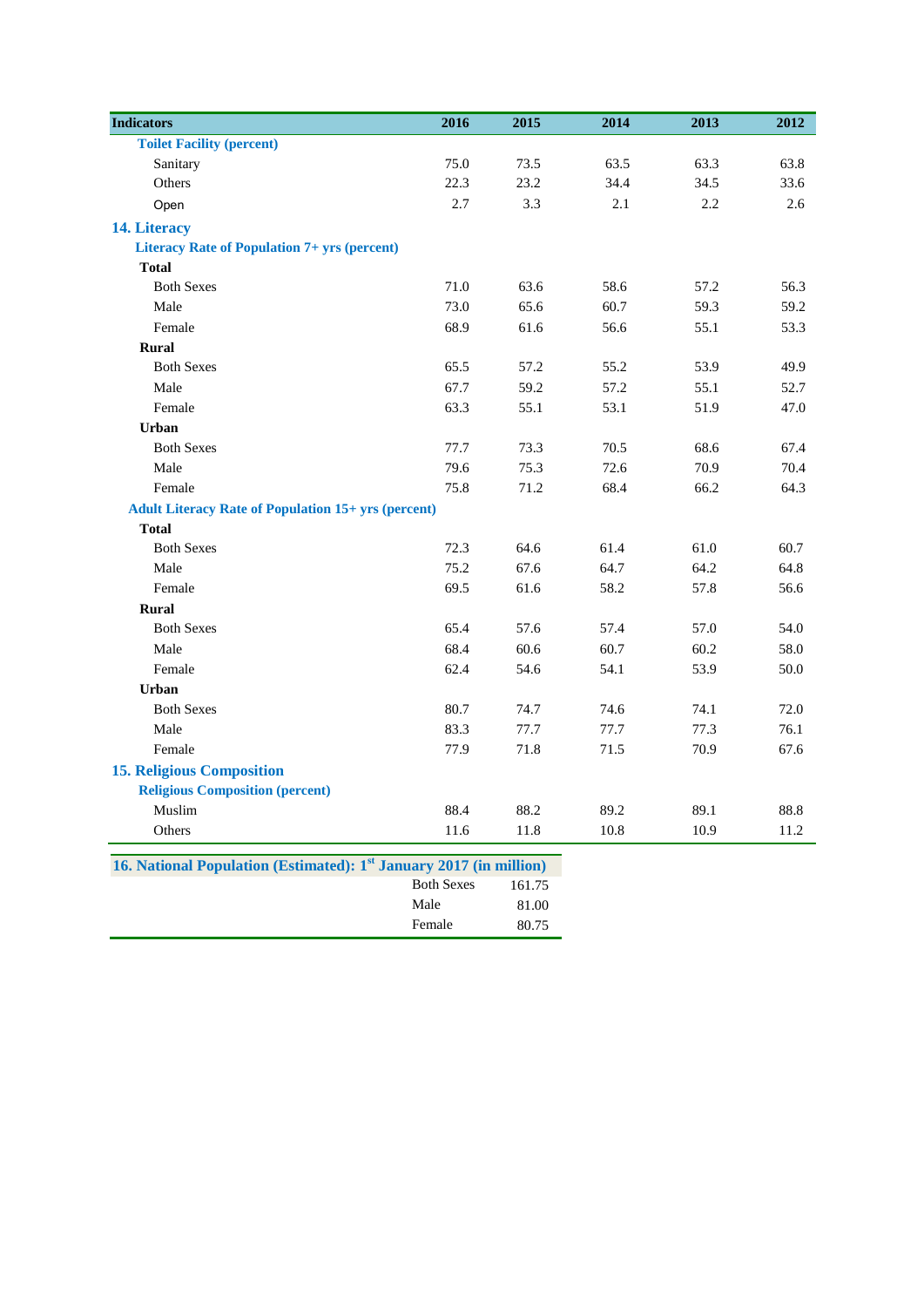| Indicators | 2016 | 2015 | 2014 | 2013 | 2012 |
|---|---|---|---|---|---|
| **Toilet Facility (percent)** | | | | | |
| Sanitary | 75.0 | 73.5 | 63.5 | 63.3 | 63.8 |
| Others | 22.3 | 23.2 | 34.4 | 34.5 | 33.6 |
| Open | 2.7 | 3.3 | 2.1 | 2.2 | 2.6 |
| **14. Literacy** | | | | | |
| **Literacy Rate of Population 7+ yrs (percent)** | | | | | |
| **Total** | | | | | |
| Both Sexes | 71.0 | 63.6 | 58.6 | 57.2 | 56.3 |
| Male | 73.0 | 65.6 | 60.7 | 59.3 | 59.2 |
| Female | 68.9 | 61.6 | 56.6 | 55.1 | 53.3 |
| **Rural** | | | | | |
| Both Sexes | 65.5 | 57.2 | 55.2 | 53.9 | 49.9 |
| Male | 67.7 | 59.2 | 57.2 | 55.1 | 52.7 |
| Female | 63.3 | 55.1 | 53.1 | 51.9 | 47.0 |
| **Urban** | | | | | |
| Both Sexes | 77.7 | 73.3 | 70.5 | 68.6 | 67.4 |
| Male | 79.6 | 75.3 | 72.6 | 70.9 | 70.4 |
| Female | 75.8 | 71.2 | 68.4 | 66.2 | 64.3 |
| **Adult Literacy Rate of Population 15+ yrs (percent)** | | | | | |
| **Total** | | | | | |
| Both Sexes | 72.3 | 64.6 | 61.4 | 61.0 | 60.7 |
| Male | 75.2 | 67.6 | 64.7 | 64.2 | 64.8 |
| Female | 69.5 | 61.6 | 58.2 | 57.8 | 56.6 |
| **Rural** | | | | | |
| Both Sexes | 65.4 | 57.6 | 57.4 | 57.0 | 54.0 |
| Male | 68.4 | 60.6 | 60.7 | 60.2 | 58.0 |
| Female | 62.4 | 54.6 | 54.1 | 53.9 | 50.0 |
| **Urban** | | | | | |
| Both Sexes | 80.7 | 74.7 | 74.6 | 74.1 | 72.0 |
| Male | 83.3 | 77.7 | 77.7 | 77.3 | 76.1 |
| Female | 77.9 | 71.8 | 71.5 | 70.9 | 67.6 |
| **15. Religious Composition** | | | | | |
| **Religious Composition (percent)** | | | | | |
| Muslim | 88.4 | 88.2 | 89.2 | 89.1 | 88.8 |
| Others | 11.6 | 11.8 | 10.8 | 10.9 | 11.2 |

**16. National Population (Estimated): 1st January 2017 (in million)**

| | |
|---|---|
| Both Sexes | 161.75 |
| Male | 81.00 |
| Female | 80.75 |